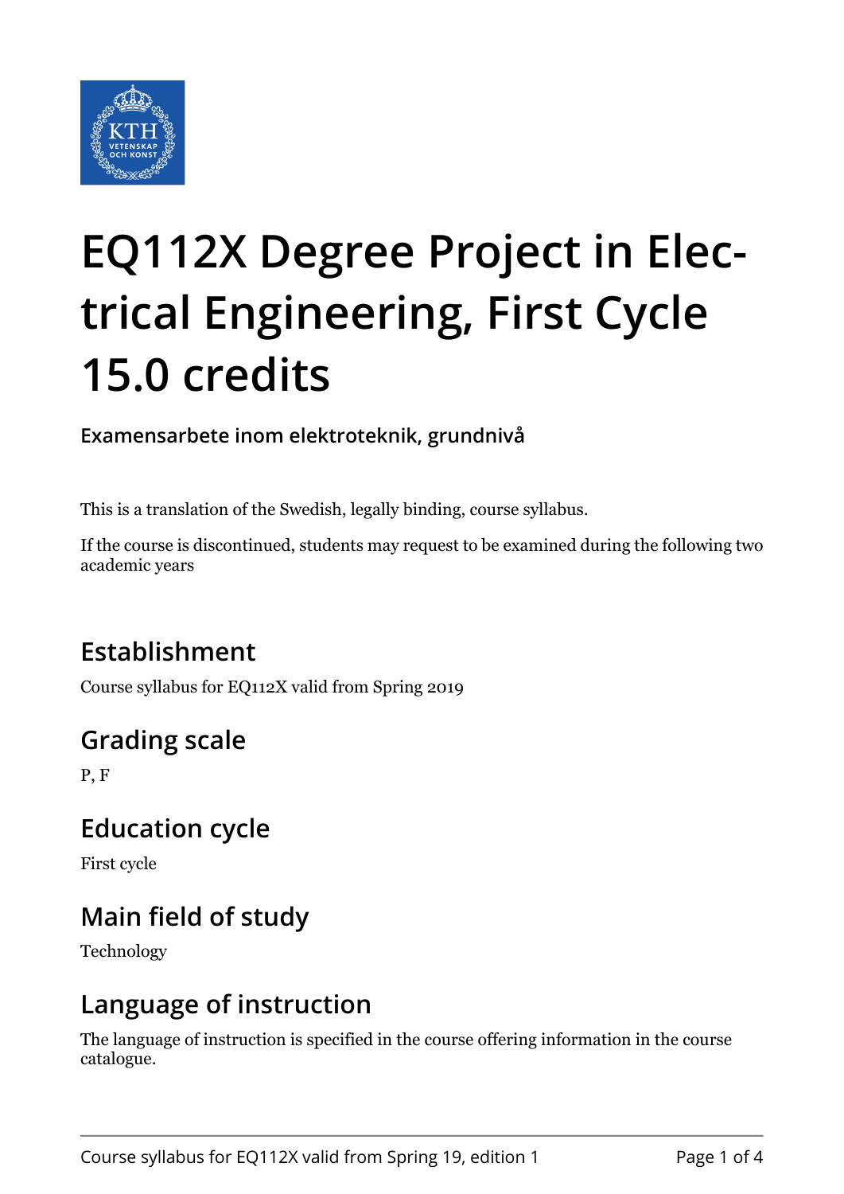# EQ112X Degree Project in Electrical Engineering, First Cycle 15.0 credits

**Examensarbete inom elektroteknik, grundnivå**

This is a translation of the Swedish, legally binding, course syllabus.

If the course is discontinued, students may request to be examined during the following two academic years

## Establishment

Course syllabus for EQ112X valid from Spring 2019

## Grading scale

P, F

## Education cycle

First cycle

## Main field of study

Technology

## Language of instruction

The language of instruction is specified in the course offering information in the course catalogue.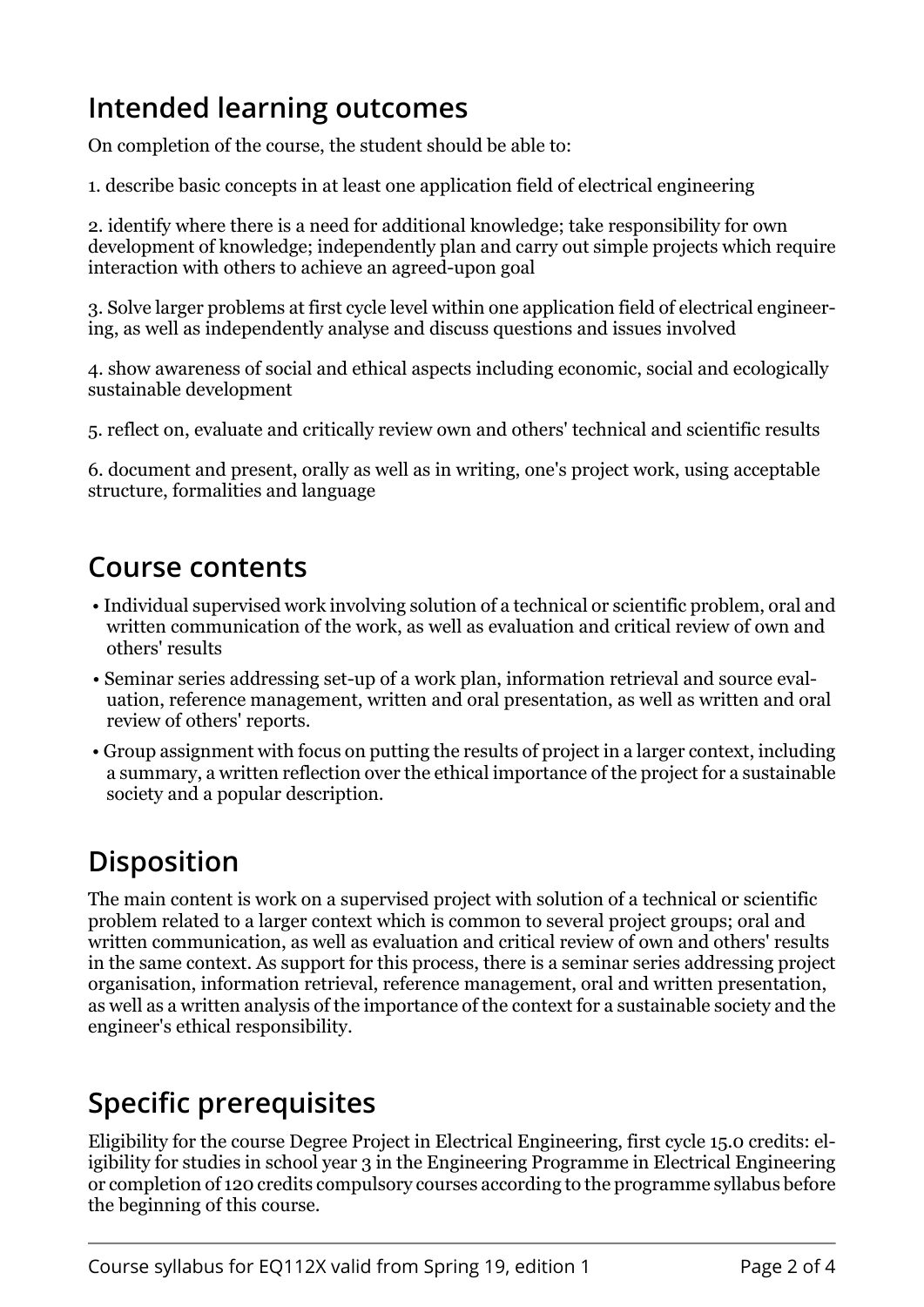## Intended learning outcomes

On completion of the course, the student should be able to:

1. describe basic concepts in at least one application field of electrical engineering

2. identify where there is a need for additional knowledge; take responsibility for own development of knowledge; independently plan and carry out simple projects which require interaction with others to achieve an agreed-upon goal

3. Solve larger problems at first cycle level within one application field of electrical engineering, as well as independently analyse and discuss questions and issues involved

4. show awareness of social and ethical aspects including economic, social and ecologically sustainable development

5. reflect on, evaluate and critically review own and others' technical and scientific results

6. document and present, orally as well as in writing, one's project work, using acceptable structure, formalities and language

## Course contents

- Individual supervised work involving solution of a technical or scientific problem, oral and written communication of the work, as well as evaluation and critical review of own and others' results
- Seminar series addressing set-up of a work plan, information retrieval and source evaluation, reference management, written and oral presentation, as well as written and oral review of others' reports.
- Group assignment with focus on putting the results of project in a larger context, including a summary, a written reflection over the ethical importance of the project for a sustainable society and a popular description.

## Disposition

The main content is work on a supervised project with solution of a technical or scientific problem related to a larger context which is common to several project groups; oral and written communication, as well as evaluation and critical review of own and others' results in the same context. As support for this process, there is a seminar series addressing project organisation, information retrieval, reference management, oral and written presentation, as well as a written analysis of the importance of the context for a sustainable society and the engineer's ethical responsibility.

## Specific prerequisites

Eligibility for the course Degree Project in Electrical Engineering, first cycle 15.0 credits: eligibility for studies in school year 3 in the Engineering Programme in Electrical Engineering or completion of 120 credits compulsory courses according to the programme syllabus before the beginning of this course.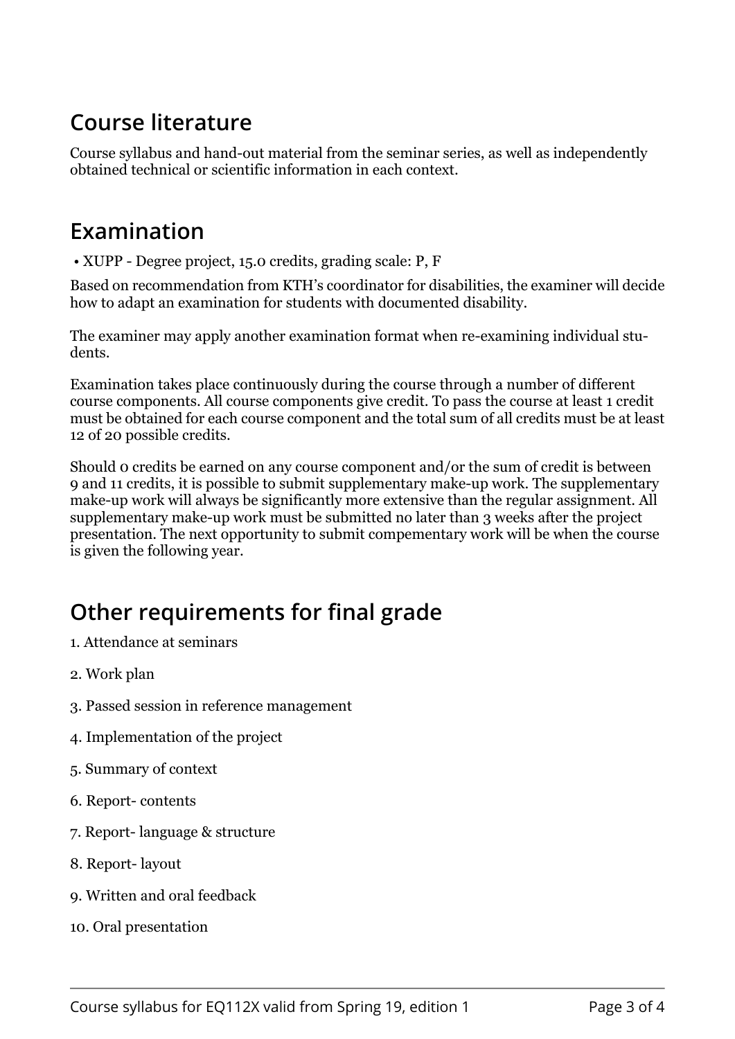## Course literature

Course syllabus and hand-out material from the seminar series, as well as independently obtained technical or scientific information in each context.

## Examination

- XUPP - Degree project, 15.0 credits, grading scale: P, F

Based on recommendation from KTH's coordinator for disabilities, the examiner will decide how to adapt an examination for students with documented disability.

The examiner may apply another examination format when re-examining individual students.

Examination takes place continuously during the course through a number of different course components. All course components give credit. To pass the course at least 1 credit must be obtained for each course component and the total sum of all credits must be at least 12 of 20 possible credits.

Should 0 credits be earned on any course component and/or the sum of credit is between 9 and 11 credits, it is possible to submit supplementary make-up work. The supplementary make-up work will always be significantly more extensive than the regular assignment. All supplementary make-up work must be submitted no later than 3 weeks after the project presentation. The next opportunity to submit compementary work will be when the course is given the following year.

## Other requirements for final grade

1. Attendance at seminars
2. Work plan
3. Passed session in reference management
4. Implementation of the project
5. Summary of context
6. Report- contents
7. Report- language & structure
8. Report- layout
9. Written and oral feedback
10. Oral presentation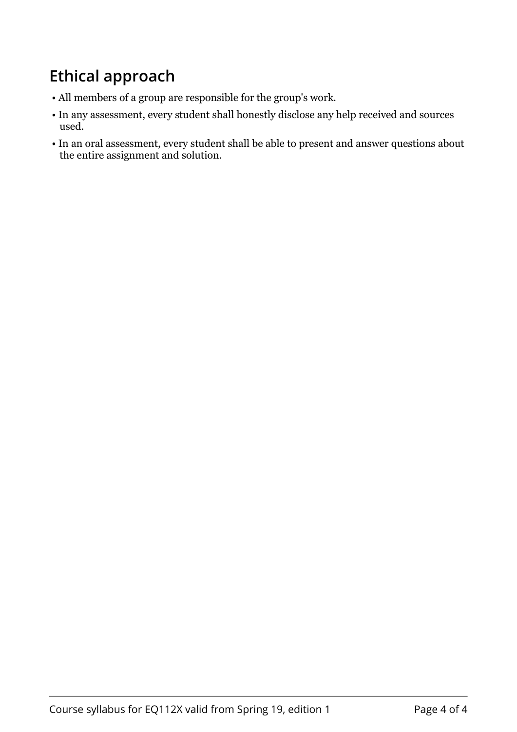## Ethical approach

- All members of a group are responsible for the group's work.
- In any assessment, every student shall honestly disclose any help received and sources used.
- In an oral assessment, every student shall be able to present and answer questions about the entire assignment and solution.